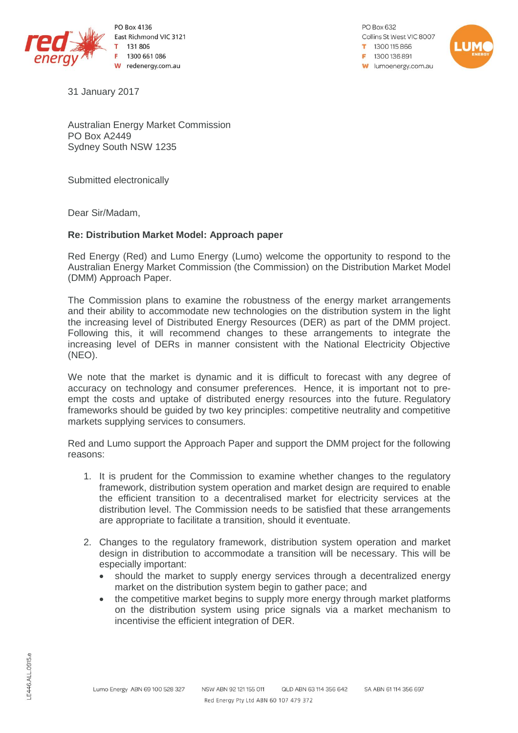PO Box 4136
East Richmond VIC 3121
T 131 806
F 1300 661 086
W redenergy.com.au

PO Box 632
Collins St West VIC 8007
T 1300 115 866
F 1300 136 891
W lumoenergy.com.au

31 January 2017

Australian Energy Market Commission
PO Box A2449
Sydney South NSW 1235

Submitted electronically

Dear Sir/Madam,

**Re: Distribution Market Model: Approach paper**

Red Energy (Red) and Lumo Energy (Lumo) welcome the opportunity to respond to the Australian Energy Market Commission (the Commission) on the Distribution Market Model (DMM) Approach Paper.

The Commission plans to examine the robustness of the energy market arrangements and their ability to accommodate new technologies on the distribution system in the light the increasing level of Distributed Energy Resources (DER) as part of the DMM project. Following this, it will recommend changes to these arrangements to integrate the increasing level of DERs in manner consistent with the National Electricity Objective (NEO).

We note that the market is dynamic and it is difficult to forecast with any degree of accuracy on technology and consumer preferences. Hence, it is important not to pre-empt the costs and uptake of distributed energy resources into the future. Regulatory frameworks should be guided by two key principles: competitive neutrality and competitive markets supplying services to consumers.

Red and Lumo support the Approach Paper and support the DMM project for the following reasons:

1. It is prudent for the Commission to examine whether changes to the regulatory framework, distribution system operation and market design are required to enable the efficient transition to a decentralised market for electricity services at the distribution level. The Commission needs to be satisfied that these arrangements are appropriate to facilitate a transition, should it eventuate.

2. Changes to the regulatory framework, distribution system operation and market design in distribution to accommodate a transition will be necessary. This will be especially important:
   - should the market to supply energy services through a decentralized energy market on the distribution system begin to gather pace; and
   - the competitive market begins to supply more energy through market platforms on the distribution system using price signals via a market mechanism to incentivise the efficient integration of DER.

LE446.ALL.0915.e

Lumo Energy ABN 69 100 528 327 NSW ABN 92 121 155 011 QLD ABN 63 114 356 642 SA ABN 61 114 356 697
Red Energy Pty Ltd ABN 60 107 479 372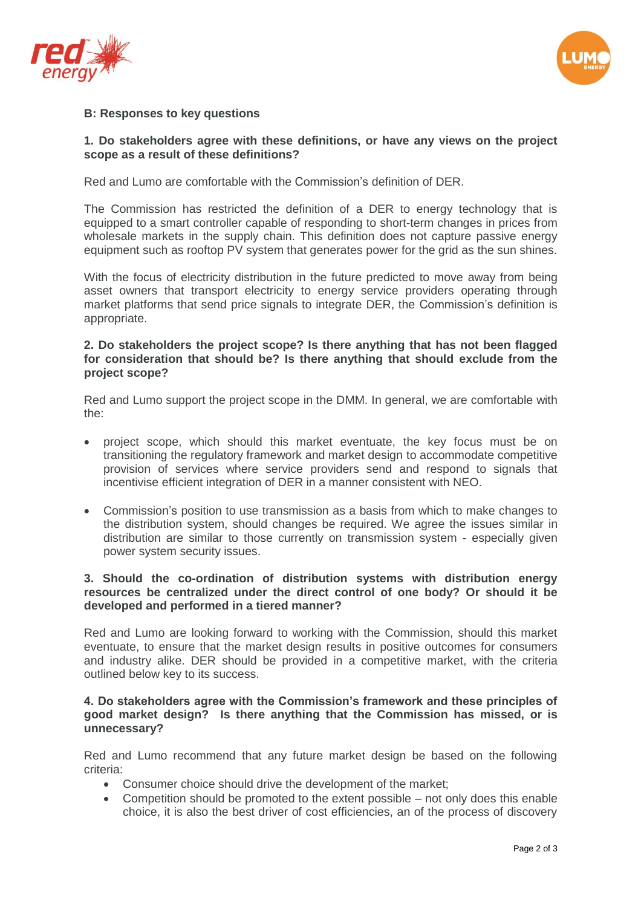**B: Responses to key questions**

**1. Do stakeholders agree with these definitions, or have any views on the project scope as a result of these definitions?**

Red and Lumo are comfortable with the Commission's definition of DER.

The Commission has restricted the definition of a DER to energy technology that is equipped to a smart controller capable of responding to short-term changes in prices from wholesale markets in the supply chain. This definition does not capture passive energy equipment such as rooftop PV system that generates power for the grid as the sun shines.

With the focus of electricity distribution in the future predicted to move away from being asset owners that transport electricity to energy service providers operating through market platforms that send price signals to integrate DER, the Commission's definition is appropriate.

**2. Do stakeholders the project scope? Is there anything that has not been flagged for consideration that should be? Is there anything that should exclude from the project scope?**

Red and Lumo support the project scope in the DMM. In general, we are comfortable with the:

- project scope, which should this market eventuate, the key focus must be on transitioning the regulatory framework and market design to accommodate competitive provision of services where service providers send and respond to signals that incentivise efficient integration of DER in a manner consistent with NEO.

- Commission's position to use transmission as a basis from which to make changes to the distribution system, should changes be required. We agree the issues similar in distribution are similar to those currently on transmission system - especially given power system security issues.

**3. Should the co-ordination of distribution systems with distribution energy resources be centralized under the direct control of one body? Or should it be developed and performed in a tiered manner?**

Red and Lumo are looking forward to working with the Commission, should this market eventuate, to ensure that the market design results in positive outcomes for consumers and industry alike. DER should be provided in a competitive market, with the criteria outlined below key to its success.

**4. Do stakeholders agree with the Commission's framework and these principles of good market design? Is there anything that the Commission has missed, or is unnecessary?**

Red and Lumo recommend that any future market design be based on the following criteria:

- Consumer choice should drive the development of the market;
- Competition should be promoted to the extent possible – not only does this enable choice, it is also the best driver of cost efficiencies, an of the process of discovery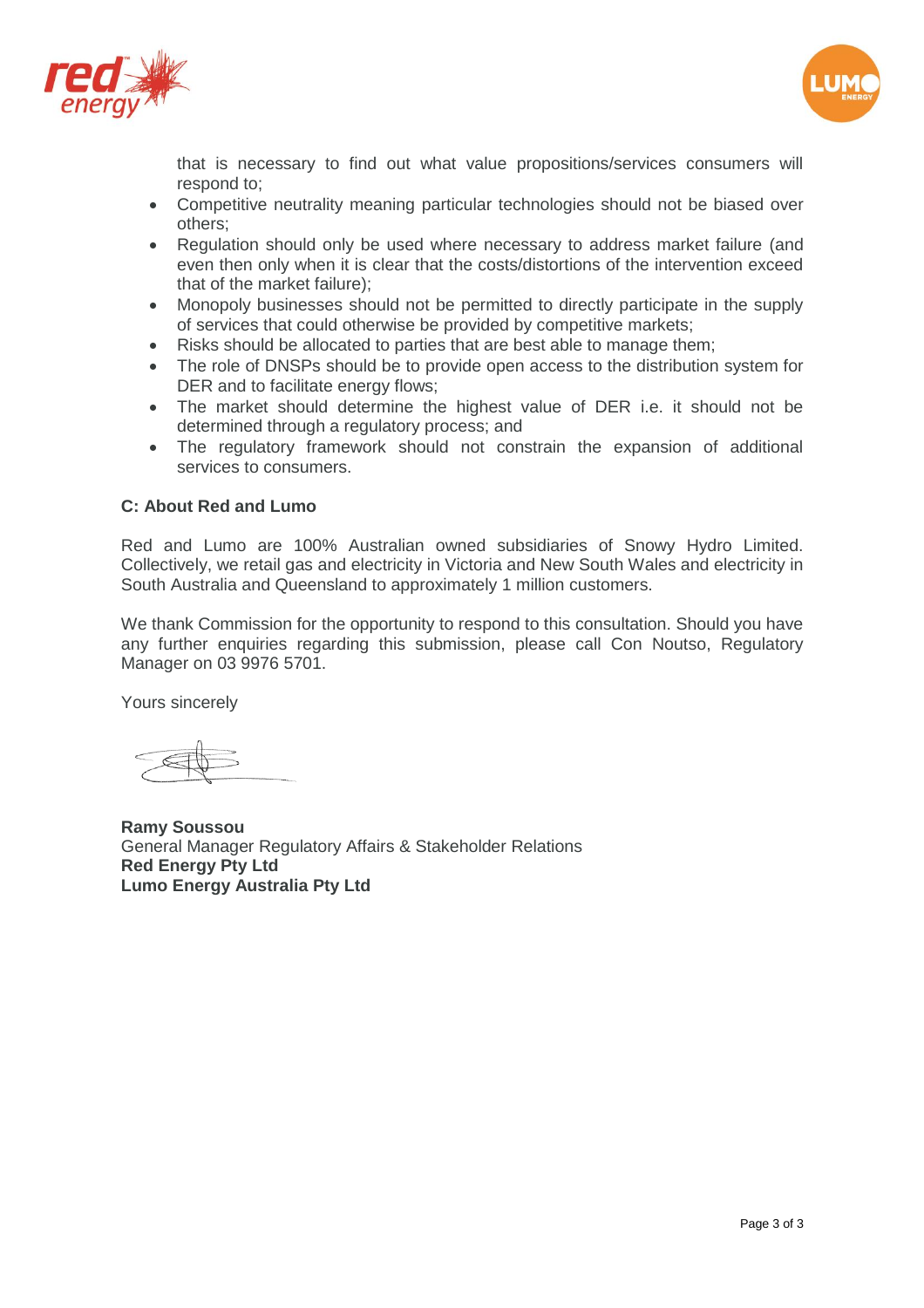that is necessary to find out what value propositions/services consumers will respond to;

- Competitive neutrality meaning particular technologies should not be biased over others;
- Regulation should only be used where necessary to address market failure (and even then only when it is clear that the costs/distortions of the intervention exceed that of the market failure);
- Monopoly businesses should not be permitted to directly participate in the supply of services that could otherwise be provided by competitive markets;
- Risks should be allocated to parties that are best able to manage them;
- The role of DNSPs should be to provide open access to the distribution system for DER and to facilitate energy flows;
- The market should determine the highest value of DER i.e. it should not be determined through a regulatory process; and
- The regulatory framework should not constrain the expansion of additional services to consumers.

**C: About Red and Lumo**

Red and Lumo are 100% Australian owned subsidiaries of Snowy Hydro Limited. Collectively, we retail gas and electricity in Victoria and New South Wales and electricity in South Australia and Queensland to approximately 1 million customers.

We thank Commission for the opportunity to respond to this consultation. Should you have any further enquiries regarding this submission, please call Con Noutso, Regulatory Manager on 03 9976 5701.

Yours sincerely

**Ramy Soussou**
General Manager Regulatory Affairs & Stakeholder Relations
**Red Energy Pty Ltd**
**Lumo Energy Australia Pty Ltd**